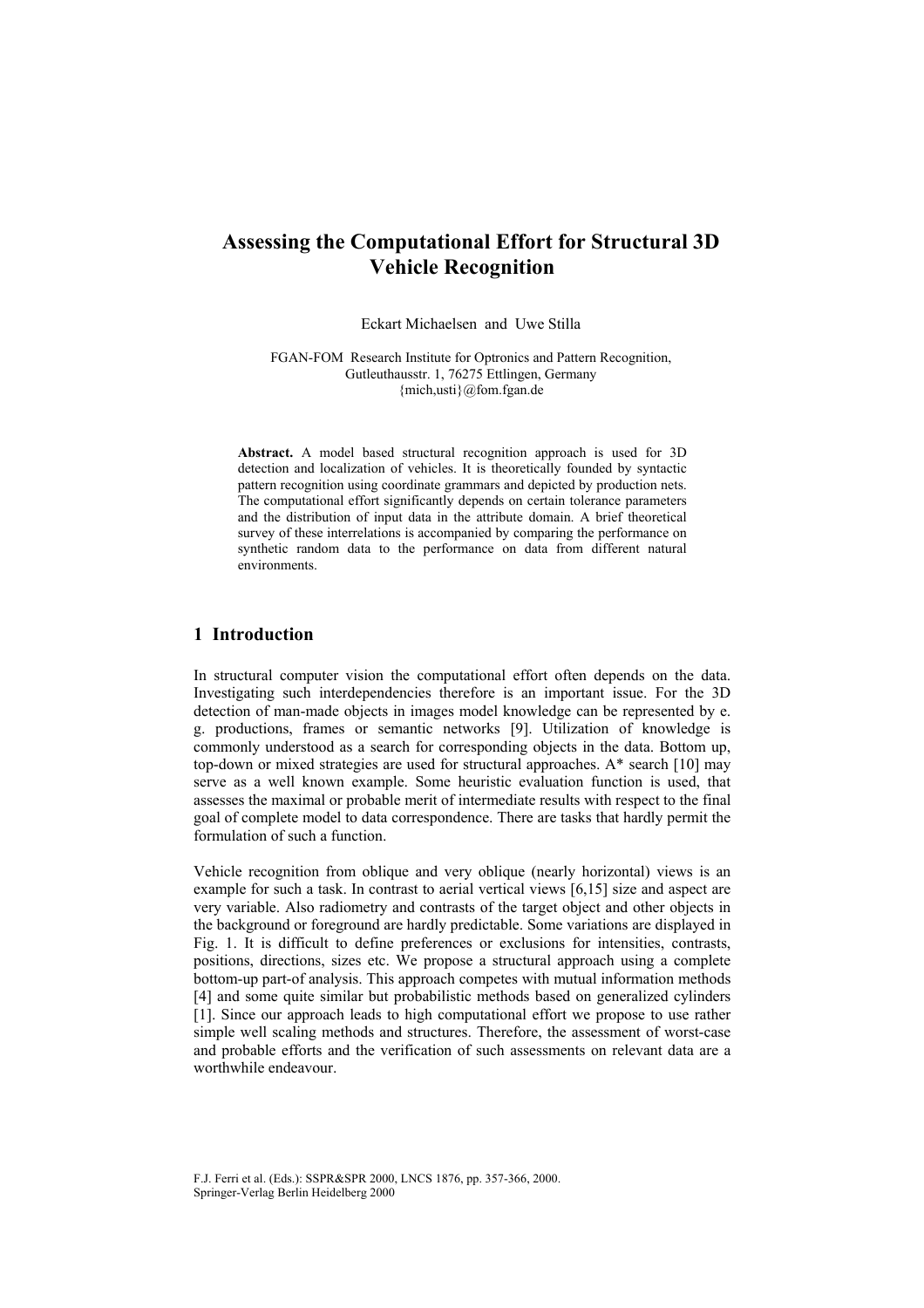# Assessing the Computational Effort for Structural 3D Vehicle Recognition

Eckart Michaelsen and Uwe Stilla

FGAN-FOM Research Institute for Optronics and Pattern Recognition,
Gutleuthausstr. 1, 76275 Ettlingen, Germany
{mich,usti}@fom.fgan.de

**Abstract.** A model based structural recognition approach is used for 3D detection and localization of vehicles. It is theoretically founded by syntactic pattern recognition using coordinate grammars and depicted by production nets. The computational effort significantly depends on certain tolerance parameters and the distribution of input data in the attribute domain. A brief theoretical survey of these interrelations is accompanied by comparing the performance on synthetic random data to the performance on data from different natural environments.

## 1 Introduction

In structural computer vision the computational effort often depends on the data. Investigating such interdependencies therefore is an important issue. For the 3D detection of man-made objects in images model knowledge can be represented by e. g. productions, frames or semantic networks [9]. Utilization of knowledge is commonly understood as a search for corresponding objects in the data. Bottom up, top-down or mixed strategies are used for structural approaches. A* search [10] may serve as a well known example. Some heuristic evaluation function is used, that assesses the maximal or probable merit of intermediate results with respect to the final goal of complete model to data correspondence. There are tasks that hardly permit the formulation of such a function.

Vehicle recognition from oblique and very oblique (nearly horizontal) views is an example for such a task. In contrast to aerial vertical views [6,15] size and aspect are very variable. Also radiometry and contrasts of the target object and other objects in the background or foreground are hardly predictable. Some variations are displayed in Fig. 1. It is difficult to define preferences or exclusions for intensities, contrasts, positions, directions, sizes etc. We propose a structural approach using a complete bottom-up part-of analysis. This approach competes with mutual information methods [4] and some quite similar but probabilistic methods based on generalized cylinders [1]. Since our approach leads to high computational effort we propose to use rather simple well scaling methods and structures. Therefore, the assessment of worst-case and probable efforts and the verification of such assessments on relevant data are a worthwhile endeavour.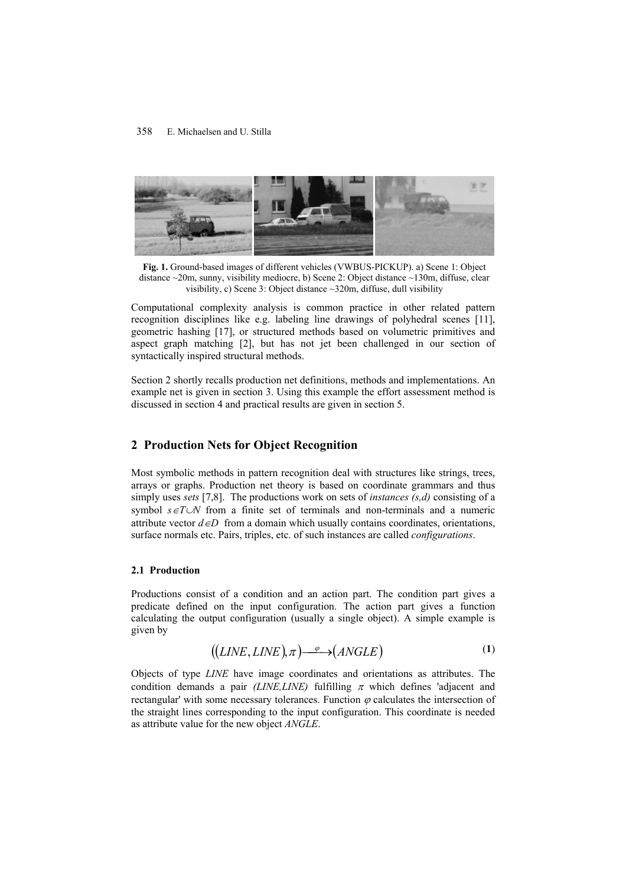**Fig. 1.** Ground-based images of different vehicles (VWBUS-PICKUP). a) Scene 1: Object distance ~20m, sunny, visibility mediocre, b) Scene 2: Object distance ~130m, diffuse, clear visibility, c) Scene 3: Object distance ~320m, diffuse, dull visibility

Computational complexity analysis is common practice in other related pattern recognition disciplines like e.g. labeling line drawings of polyhedral scenes [11], geometric hashing [17], or structured methods based on volumetric primitives and aspect graph matching [2], but has not jet been challenged in our section of syntactically inspired structural methods.

Section 2 shortly recalls production net definitions, methods and implementations. An example net is given in section 3. Using this example the effort assessment method is discussed in section 4 and practical results are given in section 5.

## 2 Production Nets for Object Recognition

Most symbolic methods in pattern recognition deal with structures like strings, trees, arrays or graphs. Production net theory is based on coordinate grammars and thus simply uses *sets* [7,8]. The productions work on sets of *instances (s,d)* consisting of a symbol $s \in T \cup N$ from a finite set of terminals and non-terminals and a numeric attribute vector $d \in D$ from a domain which usually contains coordinates, orientations, surface normals etc. Pairs, triples, etc. of such instances are called *configurations*.

### 2.1 Production

Productions consist of a condition and an action part. The condition part gives a predicate defined on the input configuration. The action part gives a function calculating the output configuration (usually a single object). A simple example is given by

$$((LINE, LINE), \pi) \xrightarrow{\varphi} (ANGLE) \tag{1}$$

Objects of type *LINE* have image coordinates and orientations as attributes. The condition demands a pair *(LINE,LINE)* fulfilling $\pi$ which defines 'adjacent and rectangular' with some necessary tolerances. Function $\varphi$ calculates the intersection of the straight lines corresponding to the input configuration. This coordinate is needed as attribute value for the new object *ANGLE*.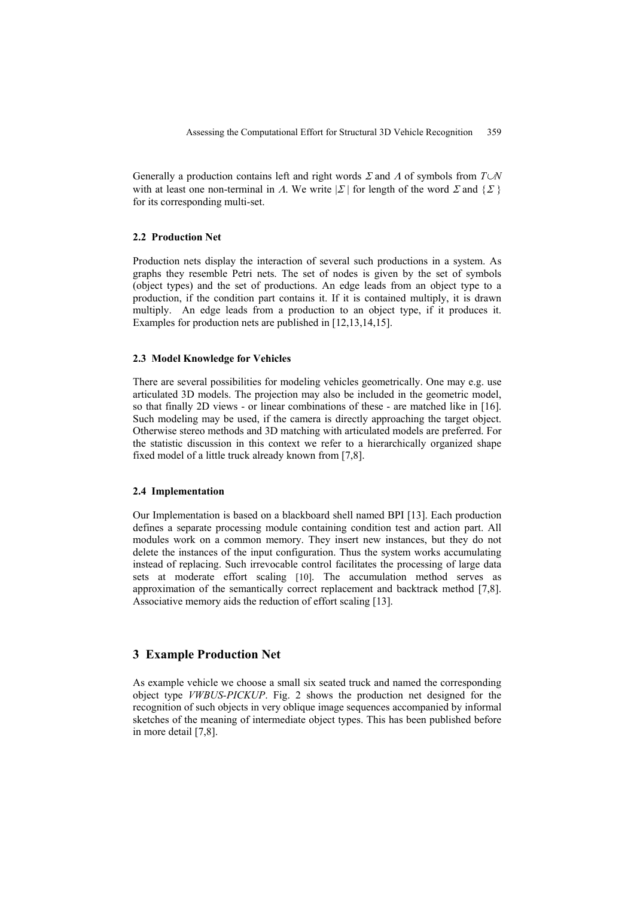Generally a production contains left and right words $\Sigma$ and $\Lambda$ of symbols from $T \cup N$ with at least one non-terminal in $\Lambda$. We write $|\Sigma|$ for length of the word $\Sigma$ and $\{\Sigma\}$ for its corresponding multi-set.

### 2.2 Production Net

Production nets display the interaction of several such productions in a system. As graphs they resemble Petri nets. The set of nodes is given by the set of symbols (object types) and the set of productions. An edge leads from an object type to a production, if the condition part contains it. If it is contained multiply, it is drawn multiply. An edge leads from a production to an object type, if it produces it. Examples for production nets are published in [12,13,14,15].

### 2.3 Model Knowledge for Vehicles

There are several possibilities for modeling vehicles geometrically. One may e.g. use articulated 3D models. The projection may also be included in the geometric model, so that finally 2D views - or linear combinations of these - are matched like in [16]. Such modeling may be used, if the camera is directly approaching the target object. Otherwise stereo methods and 3D matching with articulated models are preferred. For the statistic discussion in this context we refer to a hierarchically organized shape fixed model of a little truck already known from [7,8].

### 2.4 Implementation

Our Implementation is based on a blackboard shell named BPI [13]. Each production defines a separate processing module containing condition test and action part. All modules work on a common memory. They insert new instances, but they do not delete the instances of the input configuration. Thus the system works accumulating instead of replacing. Such irrevocable control facilitates the processing of large data sets at moderate effort scaling [10]. The accumulation method serves as approximation of the semantically correct replacement and backtrack method [7,8]. Associative memory aids the reduction of effort scaling [13].

## 3 Example Production Net

As example vehicle we choose a small six seated truck and named the corresponding object type *VWBUS-PICKUP*. Fig. 2 shows the production net designed for the recognition of such objects in very oblique image sequences accompanied by informal sketches of the meaning of intermediate object types. This has been published before in more detail [7,8].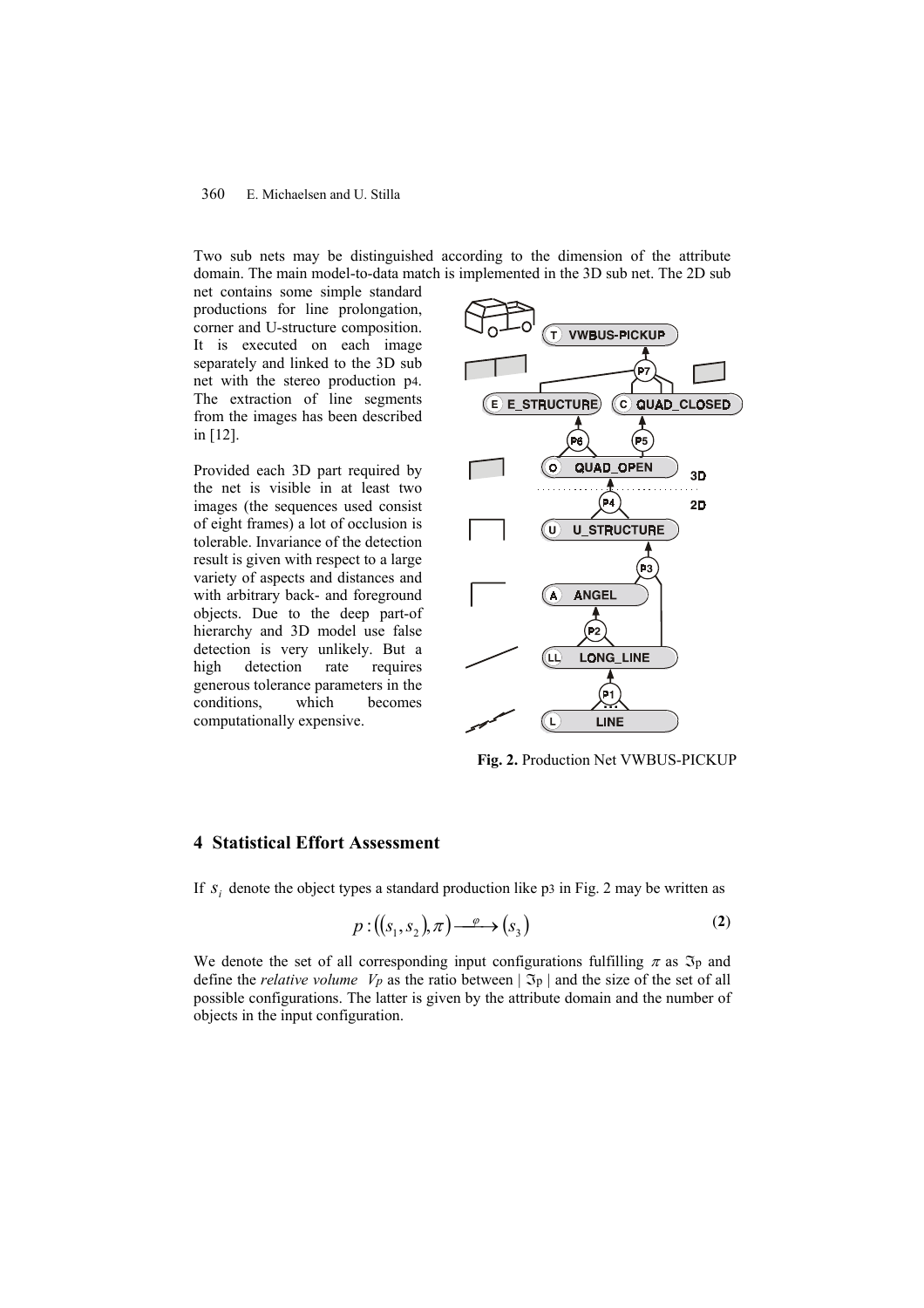Two sub nets may be distinguished according to the dimension of the attribute domain. The main model-to-data match is implemented in the 3D sub net. The 2D sub net contains some simple standard productions for line prolongation, corner and U-structure composition. It is executed on each image separately and linked to the 3D sub net with the stereo production p4. The extraction of line segments from the images has been described in [12].

Provided each 3D part required by the net is visible in at least two images (the sequences used consist of eight frames) a lot of occlusion is tolerable. Invariance of the detection result is given with respect to a large variety of aspects and distances and with arbitrary back- and foreground objects. Due to the deep part-of hierarchy and 3D model use false detection is very unlikely. But a high detection rate requires generous tolerance parameters in the conditions, which becomes computationally expensive.

**Fig. 2.** Production Net VWBUS-PICKUP

## 4 Statistical Effort Assessment

If $s_i$ denote the object types a standard production like p3 in Fig. 2 may be written as

$$p : ((s_1, s_2), \pi) \xrightarrow{\varphi} (s_3) \tag{2}$$

We denote the set of all corresponding input configurations fulfilling $\pi$ as $\Im_p$ and define the *relative volume* $V_p$ as the ratio between $|\Im_p|$ and the size of the set of all possible configurations. The latter is given by the attribute domain and the number of objects in the input configuration.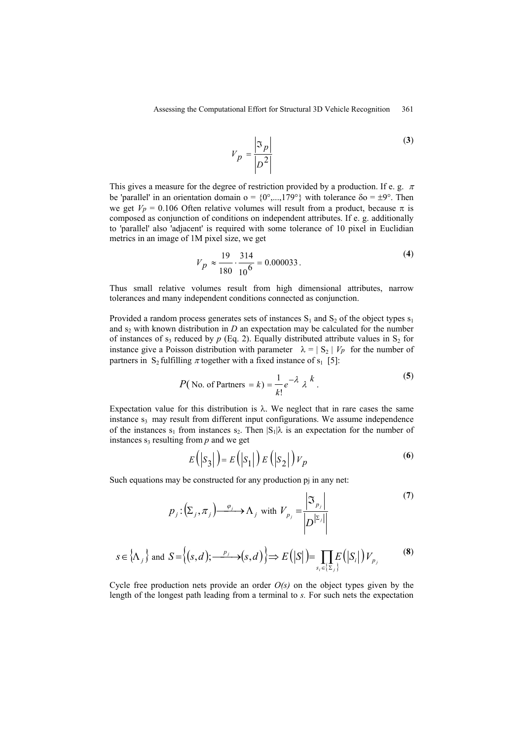$$V_p = \frac{\left|\Im_p\right|}{\left|D^2\right|} \tag{3}$$

This gives a measure for the degree of restriction provided by a production. If e. g. $\pi$ be 'parallel' in an orientation domain o = {0°,...,179°} with tolerance δo = ±9°. Then we get $V_P = 0.106$ Often relative volumes will result from a product, because $\pi$ is composed as conjunction of conditions on independent attributes. If e. g. additionally to 'parallel' also 'adjacent' is required with some tolerance of 10 pixel in Euclidian metrics in an image of 1M pixel size, we get

$$V_P \approx \frac{19}{180} \cdot \frac{314}{10^6} = 0.000033\,. \tag{4}$$

Thus small relative volumes result from high dimensional attributes, narrow tolerances and many independent conditions connected as conjunction.

Provided a random process generates sets of instances $S_1$ and $S_2$ of the object types $s_1$ and $s_2$ with known distribution in *D* an expectation may be calculated for the number of instances of $s_3$ reduced by *p* (Eq. 2). Equally distributed attribute values in $S_2$ for instance give a Poisson distribution with parameter $\lambda = |S_2|\, V_P$ for the number of partners in $S_2$ fulfilling $\pi$ together with a fixed instance of $s_1$ [5]:

$$P(\text{ No. of Partners } = k) = \frac{1}{k!} e^{-\lambda} \lambda^{k}\,. \tag{5}$$

Expectation value for this distribution is λ. We neglect that in rare cases the same instance $s_3$ may result from different input configurations. We assume independence of the instances $s_1$ from instances $s_2$. Then $|S_1|\lambda$ is an expectation for the number of instances $s_3$ resulting from *p* and we get

$$E\left(\left|S_3\right|\right) = E\left(\left|S_1\right|\right) E\left(\left|S_2\right|\right) V_P \tag{6}$$

Such equations may be constructed for any production $p_j$ in any net:

$$p_j : \left(\Sigma_j, \pi_j\right) \xrightarrow{\varphi_j} \Lambda_j \text{ with } V_{p_j} = \frac{\left|\Im_{p_j}\right|}{\left|D^{\left|\Sigma_j\right|}\right|} \tag{7}$$

$$s \in \left\{\Lambda_j\right\} \text{ and } S = \left\{(s,d); \xrightarrow{p_j} (s,d)\right\} \Rightarrow E\left(|S|\right) = \prod_{s_i \in \left\{\Sigma_j\right\}} E\left(\left|S_i\right|\right) V_{p_j} \tag{8}$$

Cycle free production nets provide an order *O(s)* on the object types given by the length of the longest path leading from a terminal to *s*. For such nets the expectation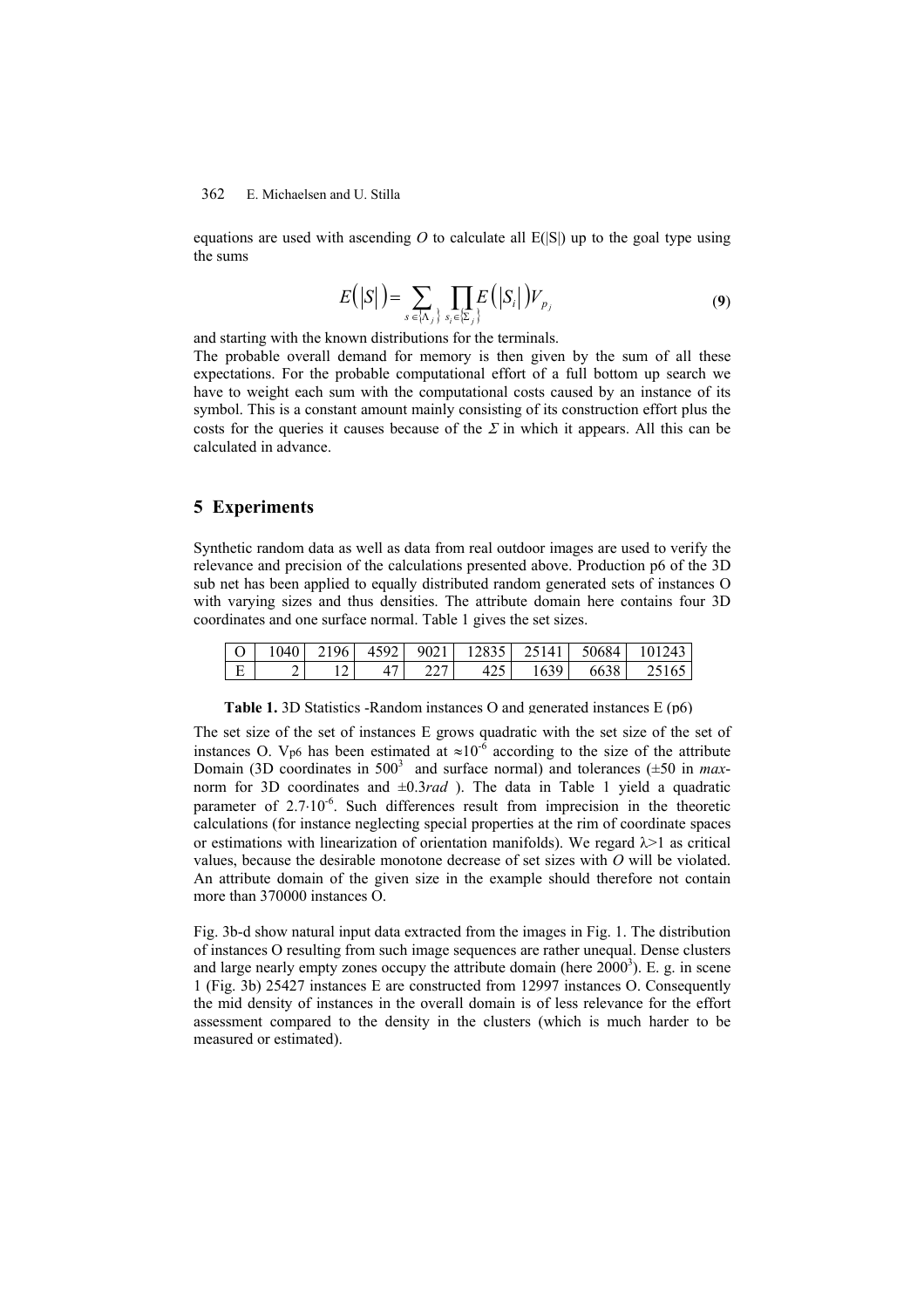equations are used with ascending $O$ to calculate all E(|S|) up to the goal type using the sums

$$E\left(|S|\right) = \sum_{s \in \{\Lambda_j\}} \prod_{s_i \in \{\Sigma_j\}} E\left(|S_i|\right) V_{p_j} \tag{9}$$

and starting with the known distributions for the terminals.

The probable overall demand for memory is then given by the sum of all these expectations. For the probable computational effort of a full bottom up search we have to weight each sum with the computational costs caused by an instance of its symbol. This is a constant amount mainly consisting of its construction effort plus the costs for the queries it causes because of the $\Sigma$ in which it appears. All this can be calculated in advance.

## 5 Experiments

Synthetic random data as well as data from real outdoor images are used to verify the relevance and precision of the calculations presented above. Production p6 of the 3D sub net has been applied to equally distributed random generated sets of instances O with varying sizes and thus densities. The attribute domain here contains four 3D coordinates and one surface normal. Table 1 gives the set sizes.

| O | 1040 | 2196 | 4592 | 9021 | 12835 | 25141 | 50684 | 101243 |
|---|---|---|---|---|---|---|---|---|
| E | 2 | 12 | 47 | 227 | 425 | 1639 | 6638 | 25165 |

**Table 1.** 3D Statistics -Random instances O and generated instances E (p6)

The set size of the set of instances E grows quadratic with the set size of the set of instances O. $V_{p6}$ has been estimated at $\approx 10^{-6}$ according to the size of the attribute Domain (3D coordinates in $500^3$ and surface normal) and tolerances ($\pm 50$ in *max*-norm for 3D coordinates and $\pm 0.3 rad$ ). The data in Table 1 yield a quadratic parameter of $2.7 \cdot 10^{-6}$. Such differences result from imprecision in the theoretic calculations (for instance neglecting special properties at the rim of coordinate spaces or estimations with linearization of orientation manifolds). We regard $\lambda > 1$ as critical values, because the desirable monotone decrease of set sizes with $O$ will be violated. An attribute domain of the given size in the example should therefore not contain more than 370000 instances O.

Fig. 3b-d show natural input data extracted from the images in Fig. 1. The distribution of instances O resulting from such image sequences are rather unequal. Dense clusters and large nearly empty zones occupy the attribute domain (here $2000^3$). E. g. in scene 1 (Fig. 3b) 25427 instances E are constructed from 12997 instances O. Consequently the mid density of instances in the overall domain is of less relevance for the effort assessment compared to the density in the clusters (which is much harder to be measured or estimated).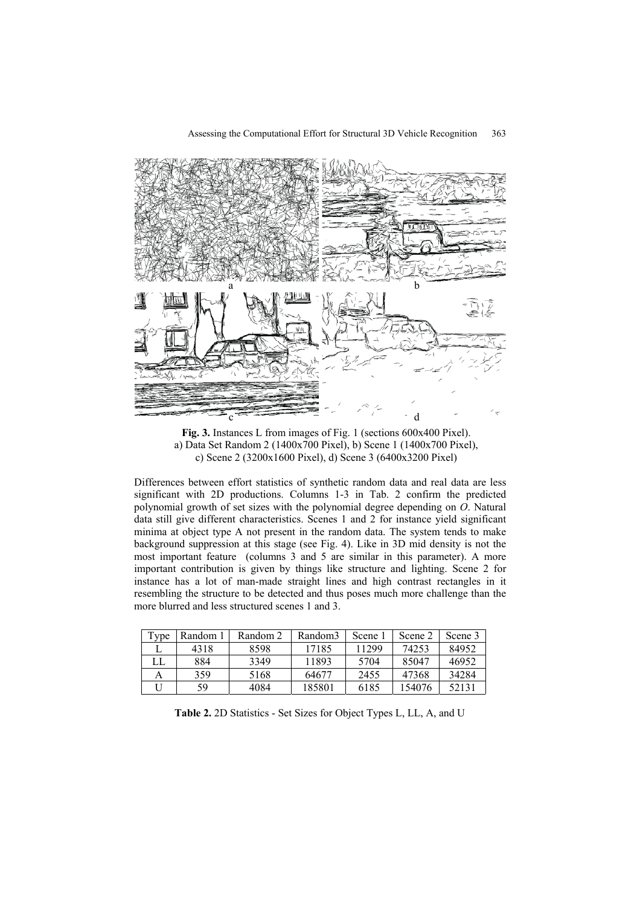a b c d

**Fig. 3.** Instances L from images of Fig. 1 (sections 600x400 Pixel).
a) Data Set Random 2 (1400x700 Pixel), b) Scene 1 (1400x700 Pixel),
c) Scene 2 (3200x1600 Pixel), d) Scene 3 (6400x3200 Pixel)

Differences between effort statistics of synthetic random data and real data are less significant with 2D productions. Columns 1-3 in Tab. 2 confirm the predicted polynomial growth of set sizes with the polynomial degree depending on *O*. Natural data still give different characteristics. Scenes 1 and 2 for instance yield significant minima at object type A not present in the random data. The system tends to make background suppression at this stage (see Fig. 4). Like in 3D mid density is not the most important feature (columns 3 and 5 are similar in this parameter). A more important contribution is given by things like structure and lighting. Scene 2 for instance has a lot of man-made straight lines and high contrast rectangles in it resembling the structure to be detected and thus poses much more challenge than the more blurred and less structured scenes 1 and 3.

| Type | Random 1 | Random 2 | Random3 | Scene 1 | Scene 2 | Scene 3 |
|---|---|---|---|---|---|---|
| L | 4318 | 8598 | 17185 | 11299 | 74253 | 84952 |
| LL | 884 | 3349 | 11893 | 5704 | 85047 | 46952 |
| A | 359 | 5168 | 64677 | 2455 | 47368 | 34284 |
| U | 59 | 4084 | 185801 | 6185 | 154076 | 52131 |

**Table 2.** 2D Statistics - Set Sizes for Object Types L, LL, A, and U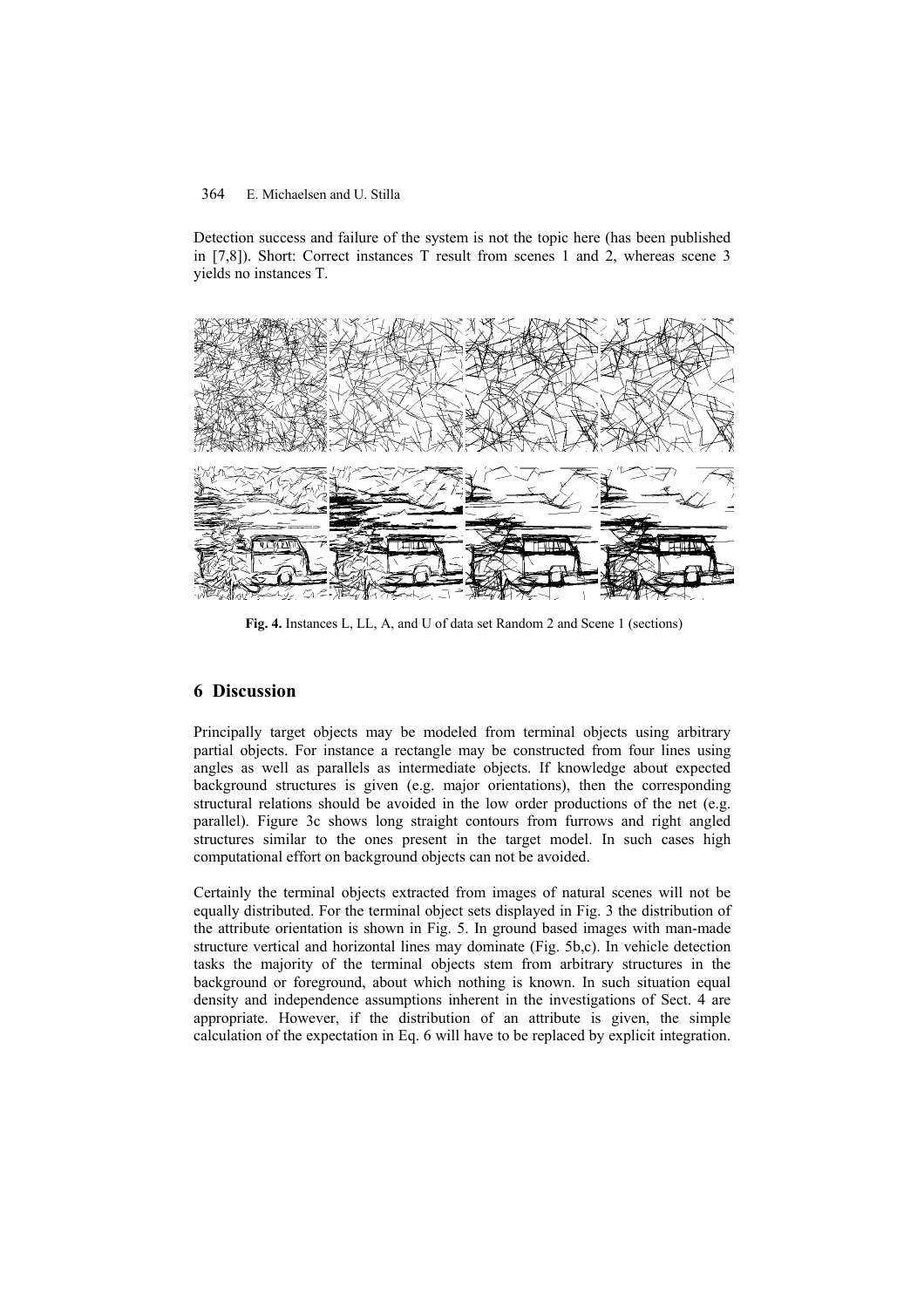Detection success and failure of the system is not the topic here (has been published in [7,8]). Short: Correct instances T result from scenes 1 and 2, whereas scene 3 yields no instances T.

**Fig. 4.** Instances L, LL, A, and U of data set Random 2 and Scene 1 (sections)

## 6 Discussion

Principally target objects may be modeled from terminal objects using arbitrary partial objects. For instance a rectangle may be constructed from four lines using angles as well as parallels as intermediate objects. If knowledge about expected background structures is given (e.g. major orientations), then the corresponding structural relations should be avoided in the low order productions of the net (e.g. parallel). Figure 3c shows long straight contours from furrows and right angled structures similar to the ones present in the target model. In such cases high computational effort on background objects can not be avoided.

Certainly the terminal objects extracted from images of natural scenes will not be equally distributed. For the terminal object sets displayed in Fig. 3 the distribution of the attribute orientation is shown in Fig. 5. In ground based images with man-made structure vertical and horizontal lines may dominate (Fig. 5b,c). In vehicle detection tasks the majority of the terminal objects stem from arbitrary structures in the background or foreground, about which nothing is known. In such situation equal density and independence assumptions inherent in the investigations of Sect. 4 are appropriate. However, if the distribution of an attribute is given, the simple calculation of the expectation in Eq. 6 will have to be replaced by explicit integration.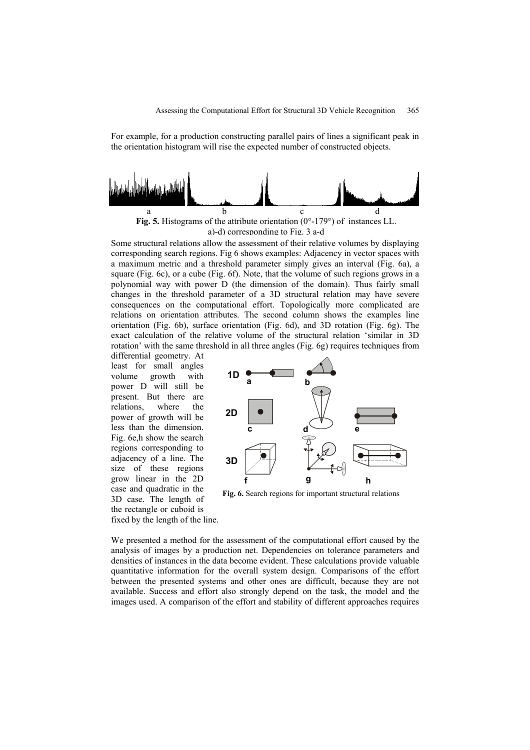For example, for a production constructing parallel pairs of lines a significant peak in the orientation histogram will rise the expected number of constructed objects.

**Fig. 5.** Histograms of the attribute orientation (0°-179°) of instances LL. a)-d) corresponding to Fig. 3 a-d

Some structural relations allow the assessment of their relative volumes by displaying corresponding search regions. Fig 6 shows examples: Adjacency in vector spaces with a maximum metric and a threshold parameter simply gives an interval (Fig. 6a), a square (Fig. 6c), or a cube (Fig. 6f). Note, that the volume of such regions grows in a polynomial way with power D (the dimension of the domain). Thus fairly small changes in the threshold parameter of a 3D structural relation may have severe consequences on the computational effort. Topologically more complicated are relations on orientation attributes. The second column shows the examples line orientation (Fig. 6b), surface orientation (Fig. 6d), and 3D rotation (Fig. 6g). The exact calculation of the relative volume of the structural relation 'similar in 3D rotation' with the same threshold in all three angles (Fig. 6g) requires techniques from differential geometry. At least for small angles volume growth with power D will still be present. But there are relations, where the power of growth will be less than the dimension. Fig. 6e,h show the search regions corresponding to adjacency of a line. The size of these regions grow linear in the 2D case and quadratic in the 3D case. The length of the rectangle or cuboid is fixed by the length of the line.

**Fig. 6.** Search regions for important structural relations

We presented a method for the assessment of the computational effort caused by the analysis of images by a production net. Dependencies on tolerance parameters and densities of instances in the data become evident. These calculations provide valuable quantitative information for the overall system design. Comparisons of the effort between the presented systems and other ones are difficult, because they are not available. Success and effort also strongly depend on the task, the model and the images used. A comparison of the effort and stability of different approaches requires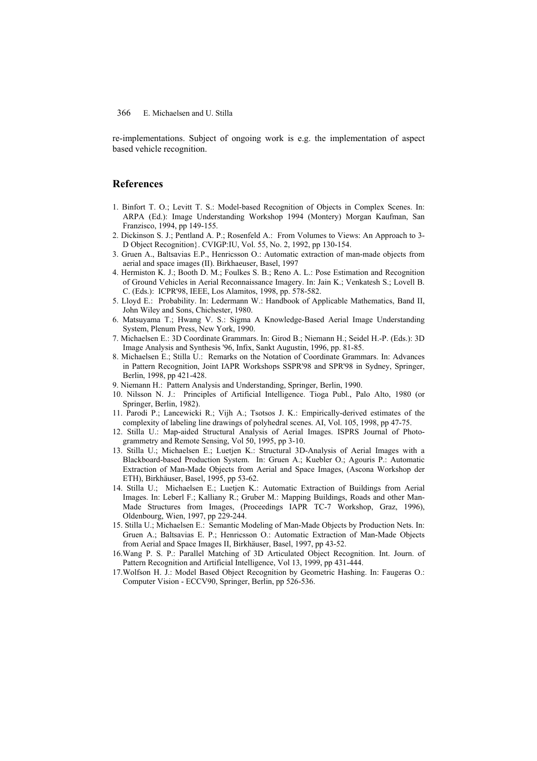re-implementations. Subject of ongoing work is e.g. the implementation of aspect based vehicle recognition.

## References

1. Binfort T. O.; Levitt T. S.: Model-based Recognition of Objects in Complex Scenes. In: ARPA (Ed.): Image Understanding Workshop 1994 (Montery) Morgan Kaufman, San Franzisco, 1994, pp 149-155.
2. Dickinson S. J.; Pentland A. P.; Rosenfeld A.: From Volumes to Views: An Approach to 3-D Object Recognition}. CVIGP:IU, Vol. 55, No. 2, 1992, pp 130-154.
3. Gruen A., Baltsavias E.P., Henricsson O.: Automatic extraction of man-made objects from aerial and space images (II). Birkhaeuser, Basel, 1997
4. Hermiston K. J.; Booth D. M.; Foulkes S. B.; Reno A. L.: Pose Estimation and Recognition of Ground Vehicles in Aerial Reconnaissance Imagery. In: Jain K.; Venkatesh S.; Lovell B. C. (Eds.): ICPR'98, IEEE, Los Alamitos, 1998, pp. 578-582.
5. Lloyd E.: Probability. In: Ledermann W.: Handbook of Applicable Mathematics, Band II, John Wiley and Sons, Chichester, 1980.
6. Matsuyama T.; Hwang V. S.: Sigma A Knowledge-Based Aerial Image Understanding System, Plenum Press, New York, 1990.
7. Michaelsen E.: 3D Coordinate Grammars. In: Girod B.; Niemann H.; Seidel H.-P. (Eds.): 3D Image Analysis and Synthesis '96, Infix, Sankt Augustin, 1996, pp. 81-85.
8. Michaelsen E.; Stilla U.: Remarks on the Notation of Coordinate Grammars. In: Advances in Pattern Recognition, Joint IAPR Workshops SSPR'98 and SPR'98 in Sydney, Springer, Berlin, 1998, pp 421-428.
9. Niemann H.: Pattern Analysis and Understanding, Springer, Berlin, 1990.
10. Nilsson N. J.: Principles of Artificial Intelligence. Tioga Publ., Palo Alto, 1980 (or Springer, Berlin, 1982).
11. Parodi P.; Lancewicki R.; Vijh A.; Tsotsos J. K.: Empirically-derived estimates of the complexity of labeling line drawings of polyhedral scenes. AI, Vol. 105, 1998, pp 47-75.
12. Stilla U.: Map-aided Structural Analysis of Aerial Images. ISPRS Journal of Photogrammetry and Remote Sensing, Vol 50, 1995, pp 3-10.
13. Stilla U.; Michaelsen E.; Luetjen K.: Structural 3D-Analysis of Aerial Images with a Blackboard-based Production System. In: Gruen A.; Kuebler O.; Agouris P.: Automatic Extraction of Man-Made Objects from Aerial and Space Images, (Ascona Workshop der ETH), Birkhäuser, Basel, 1995, pp 53-62.
14. Stilla U.; Michaelsen E.; Luetjen K.: Automatic Extraction of Buildings from Aerial Images. In: Leberl F.; Kalliany R.; Gruber M.: Mapping Buildings, Roads and other Man-Made Structures from Images, (Proceedings IAPR TC-7 Workshop, Graz, 1996), Oldenbourg, Wien, 1997, pp 229-244.
15. Stilla U.; Michaelsen E.: Semantic Modeling of Man-Made Objects by Production Nets. In: Gruen A.; Baltsavias E. P.; Henricsson O.: Automatic Extraction of Man-Made Objects from Aerial and Space Images II, Birkhäuser, Basel, 1997, pp 43-52.
16. Wang P. S. P.: Parallel Matching of 3D Articulated Object Recognition. Int. Journ. of Pattern Recognition and Artificial Intelligence, Vol 13, 1999, pp 431-444.
17. Wolfson H. J.: Model Based Object Recognition by Geometric Hashing. In: Faugeras O.: Computer Vision - ECCV90, Springer, Berlin, pp 526-536.